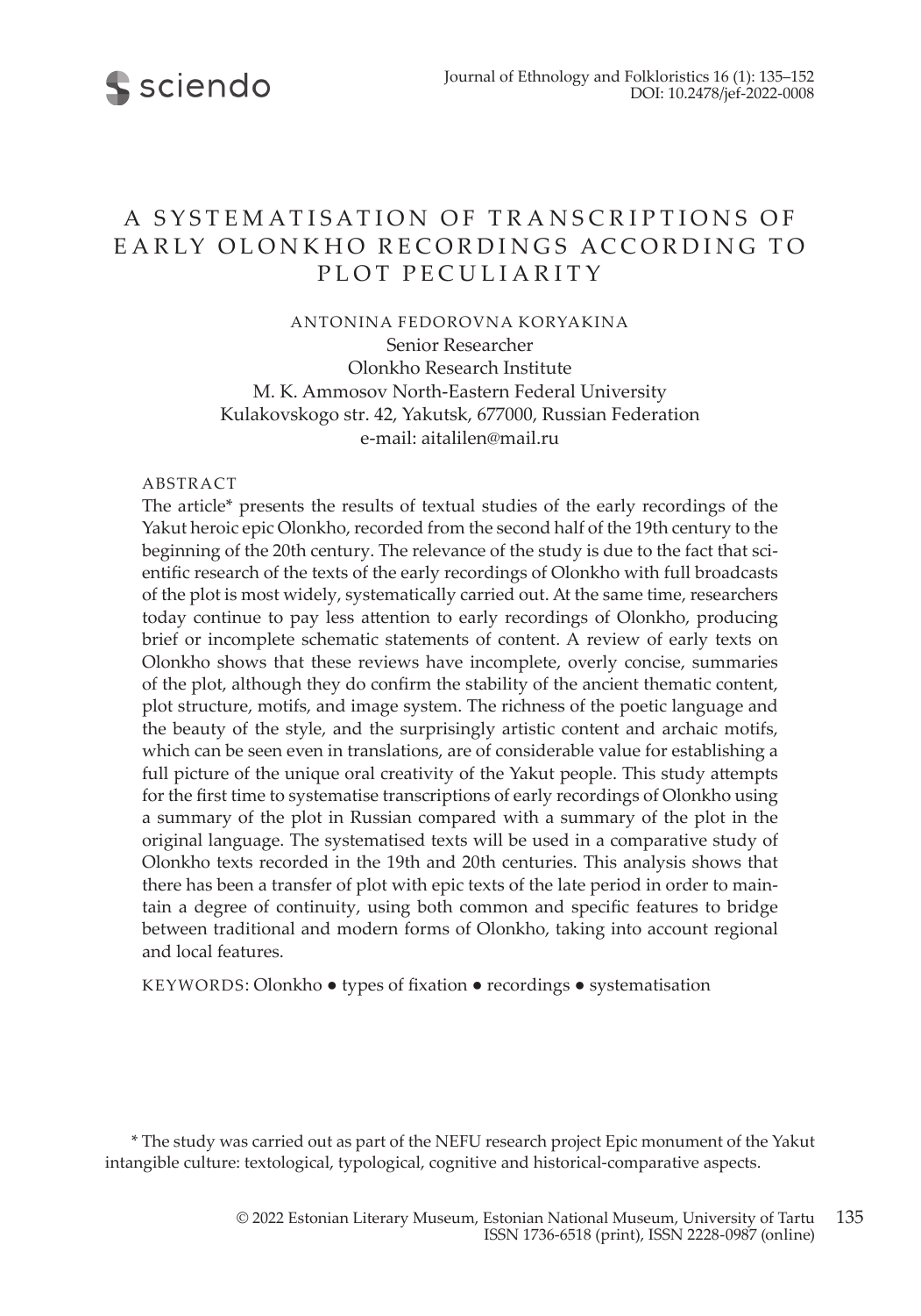# A SYSTEMATISATION OF TRANSCRIPTIONS OF EARLY OLONKHO RECORDINGS ACCORDING TO PLOT PECULIARITY

ANTONINA FEDOROVNA KORYAKINA
Senior Researcher
Olonkho Research Institute
M. K. Ammosov North-Eastern Federal University
Kulakovskogo str. 42, Yakutsk, 677000, Russian Federation
e-mail: aitalilen@mail.ru

## ABSTRACT

The article* presents the results of textual studies of the early recordings of the Yakut heroic epic Olonkho, recorded from the second half of the 19th century to the beginning of the 20th century. The relevance of the study is due to the fact that scientific research of the texts of the early recordings of Olonkho with full broadcasts of the plot is most widely, systematically carried out. At the same time, researchers today continue to pay less attention to early recordings of Olonkho, producing brief or incomplete schematic statements of content. A review of early texts on Olonkho shows that these reviews have incomplete, overly concise, summaries of the plot, although they do confirm the stability of the ancient thematic content, plot structure, motifs, and image system. The richness of the poetic language and the beauty of the style, and the surprisingly artistic content and archaic motifs, which can be seen even in translations, are of considerable value for establishing a full picture of the unique oral creativity of the Yakut people. This study attempts for the first time to systematise transcriptions of early recordings of Olonkho using a summary of the plot in Russian compared with a summary of the plot in the original language. The systematised texts will be used in a comparative study of Olonkho texts recorded in the 19th and 20th centuries. This analysis shows that there has been a transfer of plot with epic texts of the late period in order to maintain a degree of continuity, using both common and specific features to bridge between traditional and modern forms of Olonkho, taking into account regional and local features.

KEYWORDS: Olonkho ● types of fixation ● recordings ● systematisation

* The study was carried out as part of the NEFU research project Epic monument of the Yakut intangible culture: textological, typological, cognitive and historical-comparative aspects.

© 2022 Estonian Literary Museum, Estonian National Museum, University of Tartu
ISSN 1736-6518 (print), ISSN 2228-0987 (online)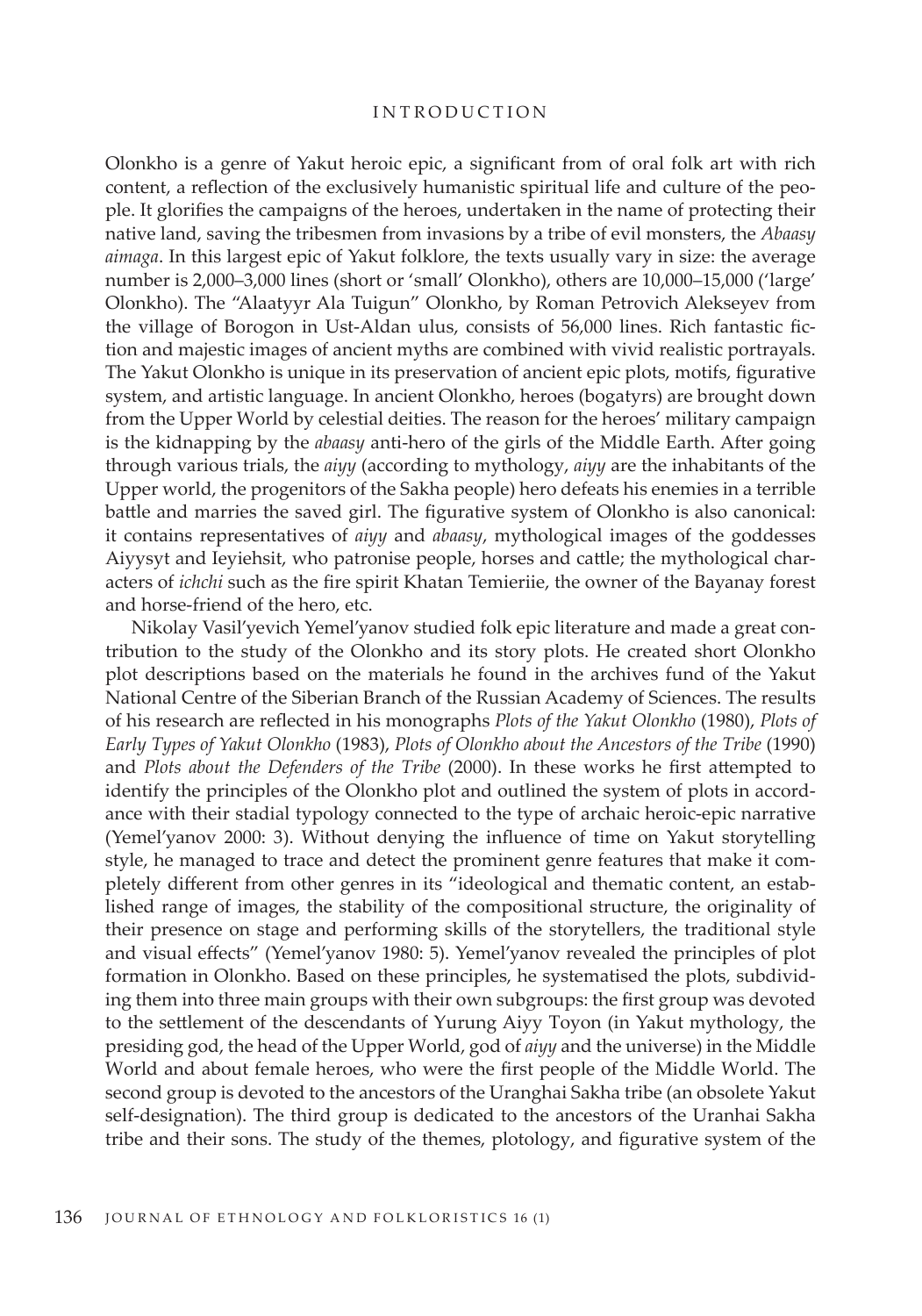Olonkho is a genre of Yakut heroic epic, a significant from of oral folk art with rich content, a reflection of the exclusively humanistic spiritual life and culture of the people. It glorifies the campaigns of the heroes, undertaken in the name of protecting their native land, saving the tribesmen from invasions by a tribe of evil monsters, the *Abaasy aimaga*. In this largest epic of Yakut folklore, the texts usually vary in size: the average number is 2,000–3,000 lines (short or 'small' Olonkho), others are 10,000–15,000 ('large' Olonkho). The "Alaatyyr Ala Tuigun" Olonkho, by Roman Petrovich Alekseyev from the village of Borogon in Ust-Aldan ulus, consists of 56,000 lines. Rich fantastic fiction and majestic images of ancient myths are combined with vivid realistic portrayals. The Yakut Olonkho is unique in its preservation of ancient epic plots, motifs, figurative system, and artistic language. In ancient Olonkho, heroes (bogatyrs) are brought down from the Upper World by celestial deities. The reason for the heroes' military campaign is the kidnapping by the *abaasy* anti-hero of the girls of the Middle Earth. After going through various trials, the *aiyy* (according to mythology, *aiyy* are the inhabitants of the Upper world, the progenitors of the Sakha people) hero defeats his enemies in a terrible battle and marries the saved girl. The figurative system of Olonkho is also canonical: it contains representatives of *aiyy* and *abaasy*, mythological images of the goddesses Aiyysyt and Ieyiehsit, who patronise people, horses and cattle; the mythological characters of *ichchi* such as the fire spirit Khatan Temieriie, the owner of the Bayanay forest and horse-friend of the hero, etc.

Nikolay Vasil'yevich Yemel'yanov studied folk epic literature and made a great contribution to the study of the Olonkho and its story plots. He created short Olonkho plot descriptions based on the materials he found in the archives fund of the Yakut National Centre of the Siberian Branch of the Russian Academy of Sciences. The results of his research are reflected in his monographs *Plots of the Yakut Olonkho* (1980), *Plots of Early Types of Yakut Olonkho* (1983), *Plots of Olonkho about the Ancestors of the Tribe* (1990) and *Plots about the Defenders of the Tribe* (2000). In these works he first attempted to identify the principles of the Olonkho plot and outlined the system of plots in accordance with their stadial typology connected to the type of archaic heroic-epic narrative (Yemel'yanov 2000: 3). Without denying the influence of time on Yakut storytelling style, he managed to trace and detect the prominent genre features that make it completely different from other genres in its "ideological and thematic content, an established range of images, the stability of the compositional structure, the originality of their presence on stage and performing skills of the storytellers, the traditional style and visual effects" (Yemel'yanov 1980: 5). Yemel'yanov revealed the principles of plot formation in Olonkho. Based on these principles, he systematised the plots, subdividing them into three main groups with their own subgroups: the first group was devoted to the settlement of the descendants of Yurung Aiyy Toyon (in Yakut mythology, the presiding god, the head of the Upper World, god of *aiyy* and the universe) in the Middle World and about female heroes, who were the first people of the Middle World. The second group is devoted to the ancestors of the Uranghai Sakha tribe (an obsolete Yakut self-designation). The third group is dedicated to the ancestors of the Uranhai Sakha tribe and their sons. The study of the themes, plotology, and figurative system of the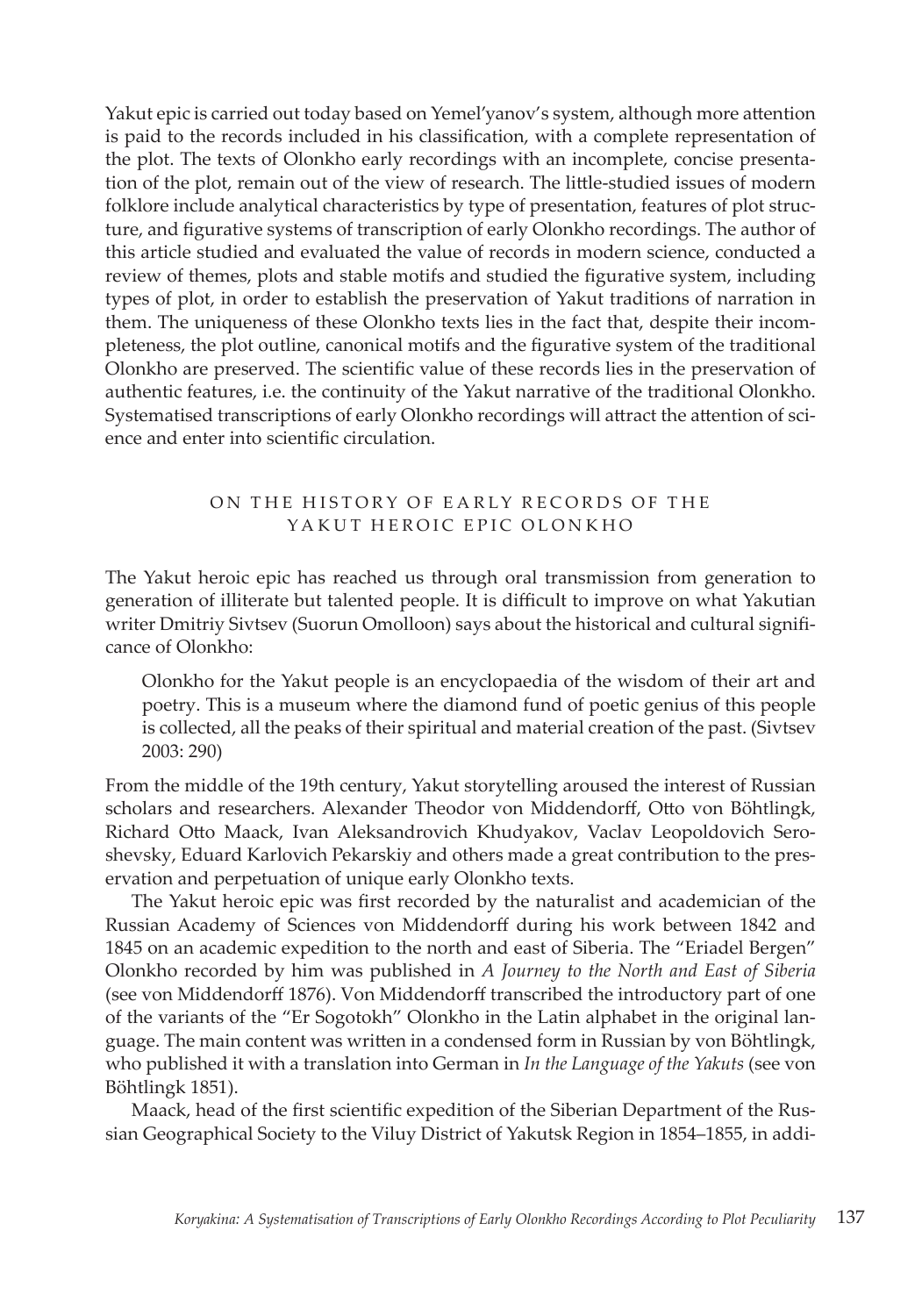Yakut epic is carried out today based on Yemel'yanov's system, although more attention is paid to the records included in his classification, with a complete representation of the plot. The texts of Olonkho early recordings with an incomplete, concise presentation of the plot, remain out of the view of research. The little-studied issues of modern folklore include analytical characteristics by type of presentation, features of plot structure, and figurative systems of transcription of early Olonkho recordings. The author of this article studied and evaluated the value of records in modern science, conducted a review of themes, plots and stable motifs and studied the figurative system, including types of plot, in order to establish the preservation of Yakut traditions of narration in them. The uniqueness of these Olonkho texts lies in the fact that, despite their incompleteness, the plot outline, canonical motifs and the figurative system of the traditional Olonkho are preserved. The scientific value of these records lies in the preservation of authentic features, i.e. the continuity of the Yakut narrative of the traditional Olonkho. Systematised transcriptions of early Olonkho recordings will attract the attention of science and enter into scientific circulation.

## ON THE HISTORY OF EARLY RECORDS OF THE YAKUT HEROIC EPIC OLONKHO

The Yakut heroic epic has reached us through oral transmission from generation to generation of illiterate but talented people. It is difficult to improve on what Yakutian writer Dmitriy Sivtsev (Suorun Omolloon) says about the historical and cultural significance of Olonkho:

> Olonkho for the Yakut people is an encyclopaedia of the wisdom of their art and poetry. This is a museum where the diamond fund of poetic genius of this people is collected, all the peaks of their spiritual and material creation of the past. (Sivtsev 2003: 290)

From the middle of the 19th century, Yakut storytelling aroused the interest of Russian scholars and researchers. Alexander Theodor von Middendorff, Otto von Böhtlingk, Richard Otto Maack, Ivan Aleksandrovich Khudyakov, Vaclav Leopoldovich Seroshevsky, Eduard Karlovich Pekarskiy and others made a great contribution to the preservation and perpetuation of unique early Olonkho texts.

The Yakut heroic epic was first recorded by the naturalist and academician of the Russian Academy of Sciences von Middendorff during his work between 1842 and 1845 on an academic expedition to the north and east of Siberia. The "Eriadel Bergen" Olonkho recorded by him was published in *A Journey to the North and East of Siberia* (see von Middendorff 1876). Von Middendorff transcribed the introductory part of one of the variants of the "Er Sogotokh" Olonkho in the Latin alphabet in the original language. The main content was written in a condensed form in Russian by von Böhtlingk, who published it with a translation into German in *In the Language of the Yakuts* (see von Böhtlingk 1851).

Maack, head of the first scientific expedition of the Siberian Department of the Russian Geographical Society to the Viluy District of Yakutsk Region in 1854–1855, in addi-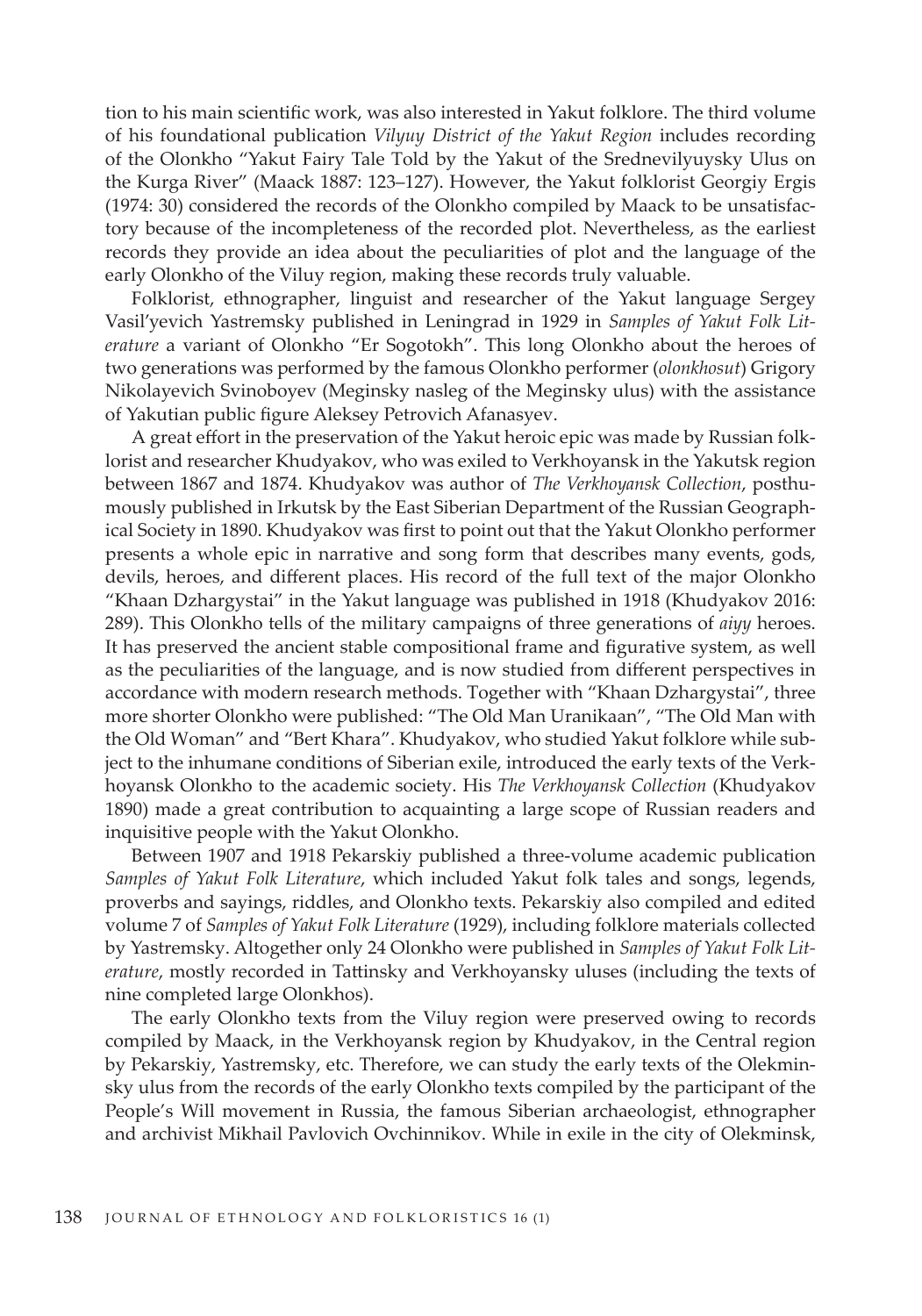tion to his main scientific work, was also interested in Yakut folklore. The third volume of his foundational publication *Vilyuy District of the Yakut Region* includes recording of the Olonkho "Yakut Fairy Tale Told by the Yakut of the Srednevilyuysky Ulus on the Kurga River" (Maack 1887: 123–127). However, the Yakut folklorist Georgiy Ergis (1974: 30) considered the records of the Olonkho compiled by Maack to be unsatisfactory because of the incompleteness of the recorded plot. Nevertheless, as the earliest records they provide an idea about the peculiarities of plot and the language of the early Olonkho of the Viluy region, making these records truly valuable.

Folklorist, ethnographer, linguist and researcher of the Yakut language Sergey Vasil'yevich Yastremsky published in Leningrad in 1929 in *Samples of Yakut Folk Literature* a variant of Olonkho "Er Sogotokh". This long Olonkho about the heroes of two generations was performed by the famous Olonkho performer (*olonkhosut*) Grigory Nikolayevich Svinoboyev (Meginsky nasleg of the Meginsky ulus) with the assistance of Yakutian public figure Aleksey Petrovich Afanasyev.

A great effort in the preservation of the Yakut heroic epic was made by Russian folklorist and researcher Khudyakov, who was exiled to Verkhoyansk in the Yakutsk region between 1867 and 1874. Khudyakov was author of *The Verkhoyansk Collection*, posthumously published in Irkutsk by the East Siberian Department of the Russian Geographical Society in 1890. Khudyakov was first to point out that the Yakut Olonkho performer presents a whole epic in narrative and song form that describes many events, gods, devils, heroes, and different places. His record of the full text of the major Olonkho "Khaan Dzhargystai" in the Yakut language was published in 1918 (Khudyakov 2016: 289). This Olonkho tells of the military campaigns of three generations of *aiyy* heroes. It has preserved the ancient stable compositional frame and figurative system, as well as the peculiarities of the language, and is now studied from different perspectives in accordance with modern research methods. Together with "Khaan Dzhargystai", three more shorter Olonkho were published: "The Old Man Uranikaan", "The Old Man with the Old Woman" and "Bert Khara". Khudyakov, who studied Yakut folklore while subject to the inhumane conditions of Siberian exile, introduced the early texts of the Verkhoyansk Olonkho to the academic society. His *The Verkhoyansk Collection* (Khudyakov 1890) made a great contribution to acquainting a large scope of Russian readers and inquisitive people with the Yakut Olonkho.

Between 1907 and 1918 Pekarskiy published a three-volume academic publication *Samples of Yakut Folk Literature*, which included Yakut folk tales and songs, legends, proverbs and sayings, riddles, and Olonkho texts. Pekarskiy also compiled and edited volume 7 of *Samples of Yakut Folk Literature* (1929), including folklore materials collected by Yastremsky. Altogether only 24 Olonkho were published in *Samples of Yakut Folk Literature*, mostly recorded in Tattinsky and Verkhoyansky uluses (including the texts of nine completed large Olonkhos).

The early Olonkho texts from the Viluy region were preserved owing to records compiled by Maack, in the Verkhoyansk region by Khudyakov, in the Central region by Pekarskiy, Yastremsky, etc. Therefore, we can study the early texts of the Olekminsky ulus from the records of the early Olonkho texts compiled by the participant of the People's Will movement in Russia, the famous Siberian archaeologist, ethnographer and archivist Mikhail Pavlovich Ovchinnikov. While in exile in the city of Olekminsk,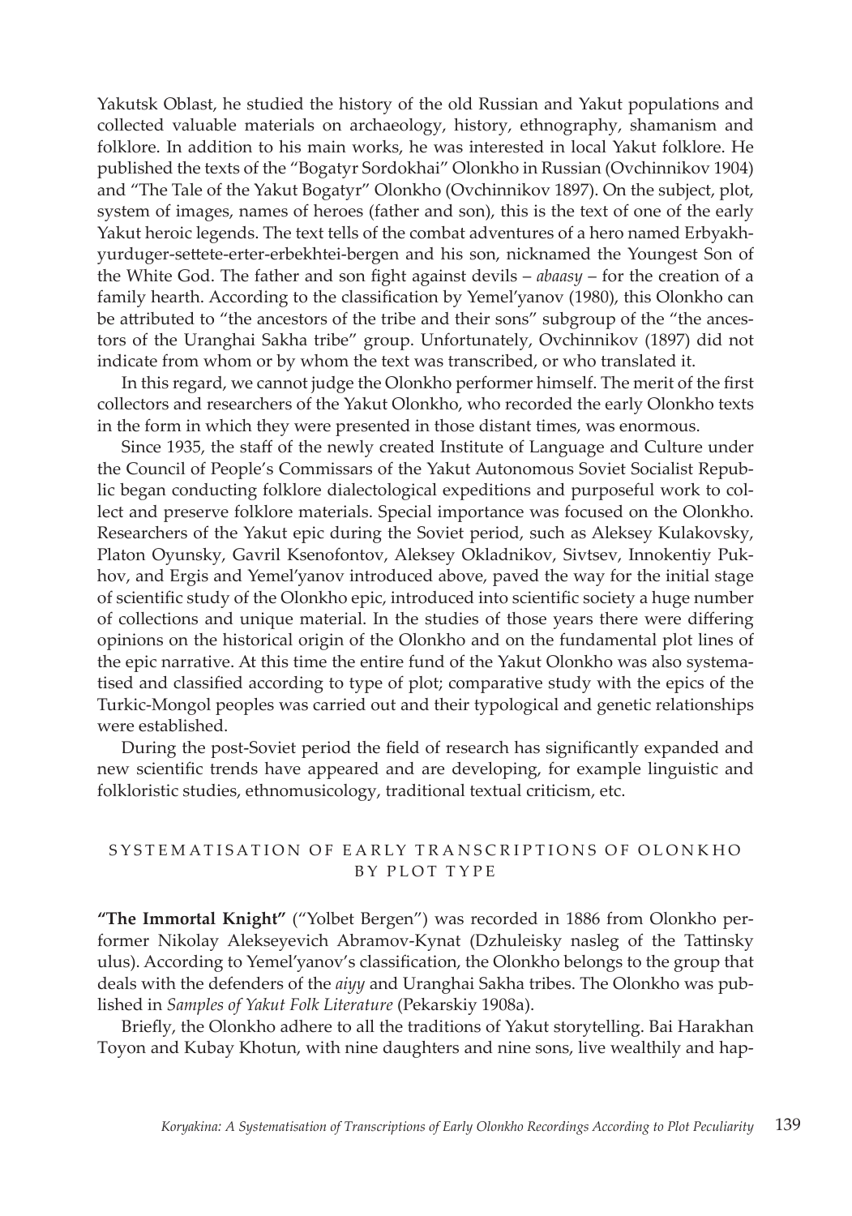Yakutsk Oblast, he studied the history of the old Russian and Yakut populations and collected valuable materials on archaeology, history, ethnography, shamanism and folklore. In addition to his main works, he was interested in local Yakut folklore. He published the texts of the "Bogatyr Sordokhai" Olonkho in Russian (Ovchinnikov 1904) and "The Tale of the Yakut Bogatyr" Olonkho (Ovchinnikov 1897). On the subject, plot, system of images, names of heroes (father and son), this is the text of one of the early Yakut heroic legends. The text tells of the combat adventures of a hero named Erbyakh-yurduger-settete-erter-erbekhtei-bergen and his son, nicknamed the Youngest Son of the White God. The father and son fight against devils – *abaasy* – for the creation of a family hearth. According to the classification by Yemel'yanov (1980), this Olonkho can be attributed to "the ancestors of the tribe and their sons" subgroup of the "the ancestors of the Uranghai Sakha tribe" group. Unfortunately, Ovchinnikov (1897) did not indicate from whom or by whom the text was transcribed, or who translated it.

In this regard, we cannot judge the Olonkho performer himself. The merit of the first collectors and researchers of the Yakut Olonkho, who recorded the early Olonkho texts in the form in which they were presented in those distant times, was enormous.

Since 1935, the staff of the newly created Institute of Language and Culture under the Council of People's Commissars of the Yakut Autonomous Soviet Socialist Republic began conducting folklore dialectological expeditions and purposeful work to collect and preserve folklore materials. Special importance was focused on the Olonkho. Researchers of the Yakut epic during the Soviet period, such as Aleksey Kulakovsky, Platon Oyunsky, Gavril Ksenofontov, Aleksey Okladnikov, Sivtsev, Innokentiy Pukhov, and Ergis and Yemel'yanov introduced above, paved the way for the initial stage of scientific study of the Olonkho epic, introduced into scientific society a huge number of collections and unique material. In the studies of those years there were differing opinions on the historical origin of the Olonkho and on the fundamental plot lines of the epic narrative. At this time the entire fund of the Yakut Olonkho was also systematised and classified according to type of plot; comparative study with the epics of the Turkic-Mongol peoples was carried out and their typological and genetic relationships were established.

During the post-Soviet period the field of research has significantly expanded and new scientific trends have appeared and are developing, for example linguistic and folkloristic studies, ethnomusicology, traditional textual criticism, etc.

## SYSTEMATISATION OF EARLY TRANSCRIPTIONS OF OLONKHO BY PLOT TYPE

**"The Immortal Knight"** ("Yolbet Bergen") was recorded in 1886 from Olonkho performer Nikolay Alekseyevich Abramov-Kynat (Dzhuleisky nasleg of the Tattinsky ulus). According to Yemel'yanov's classification, the Olonkho belongs to the group that deals with the defenders of the *aiyy* and Uranghai Sakha tribes. The Olonkho was published in *Samples of Yakut Folk Literature* (Pekarskiy 1908a).

Briefly, the Olonkho adhere to all the traditions of Yakut storytelling. Bai Harakhan Toyon and Kubay Khotun, with nine daughters and nine sons, live wealthily and hap-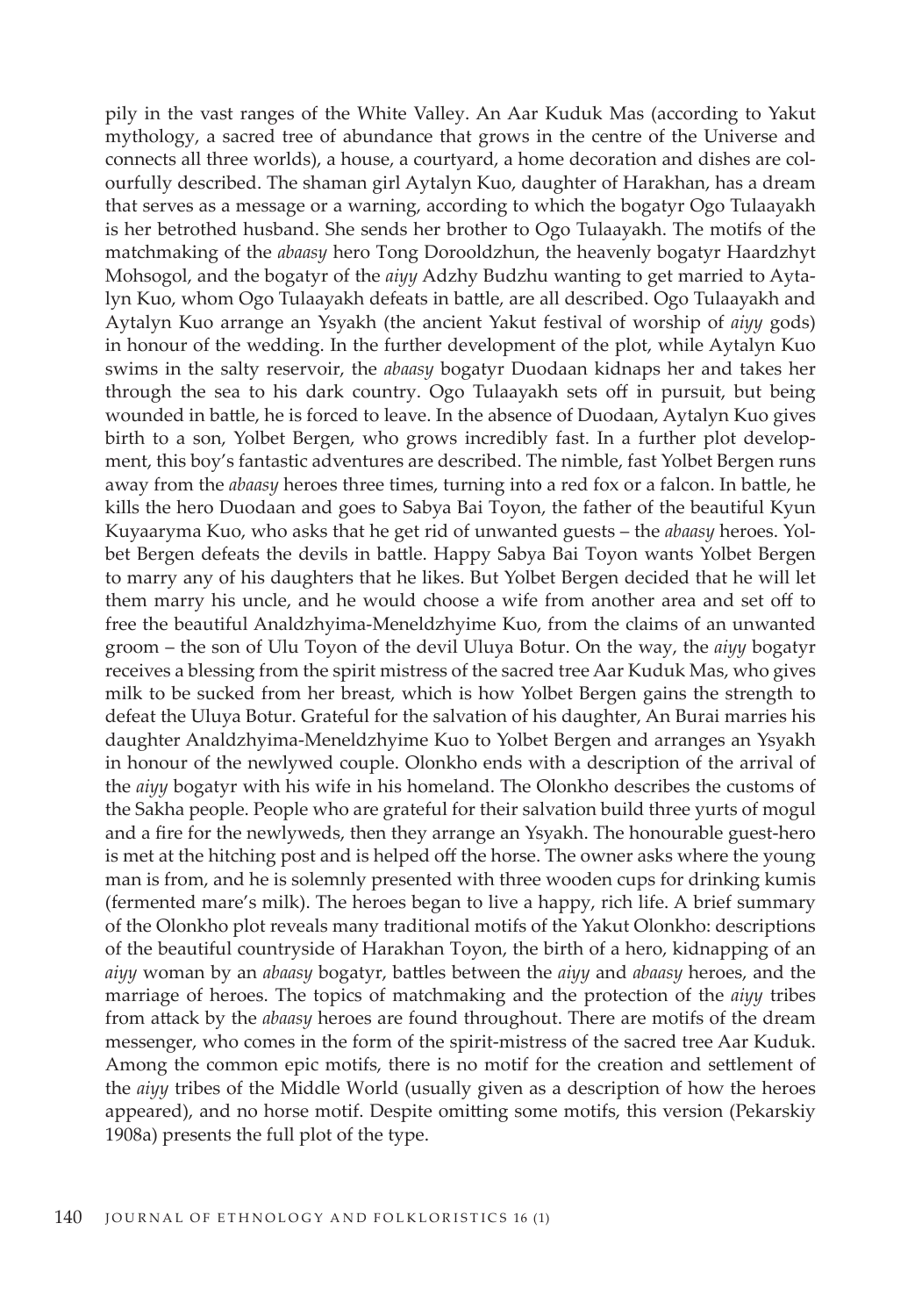pily in the vast ranges of the White Valley. An Aar Kuduk Mas (according to Yakut mythology, a sacred tree of abundance that grows in the centre of the Universe and connects all three worlds), a house, a courtyard, a home decoration and dishes are colourfully described. The shaman girl Aytalyn Kuo, daughter of Harakhan, has a dream that serves as a message or a warning, according to which the bogatyr Ogo Tulaayakh is her betrothed husband. She sends her brother to Ogo Tulaayakh. The motifs of the matchmaking of the *abaasy* hero Tong Dorooldzhun, the heavenly bogatyr Haardzhyt Mohsogol, and the bogatyr of the *aiyy* Adzhy Budzhu wanting to get married to Aytalyn Kuo, whom Ogo Tulaayakh defeats in battle, are all described. Ogo Tulaayakh and Aytalyn Kuo arrange an Ysyakh (the ancient Yakut festival of worship of *aiyy* gods) in honour of the wedding. In the further development of the plot, while Aytalyn Kuo swims in the salty reservoir, the *abaasy* bogatyr Duodaan kidnaps her and takes her through the sea to his dark country. Ogo Tulaayakh sets off in pursuit, but being wounded in battle, he is forced to leave. In the absence of Duodaan, Aytalyn Kuo gives birth to a son, Yolbet Bergen, who grows incredibly fast. In a further plot development, this boy's fantastic adventures are described. The nimble, fast Yolbet Bergen runs away from the *abaasy* heroes three times, turning into a red fox or a falcon. In battle, he kills the hero Duodaan and goes to Sabya Bai Toyon, the father of the beautiful Kyun Kuyaaryma Kuo, who asks that he get rid of unwanted guests – the *abaasy* heroes. Yolbet Bergen defeats the devils in battle. Happy Sabya Bai Toyon wants Yolbet Bergen to marry any of his daughters that he likes. But Yolbet Bergen decided that he will let them marry his uncle, and he would choose a wife from another area and set off to free the beautiful Analdzhyima-Meneldzhyime Kuo, from the claims of an unwanted groom – the son of Ulu Toyon of the devil Uluya Botur. On the way, the *aiyy* bogatyr receives a blessing from the spirit mistress of the sacred tree Aar Kuduk Mas, who gives milk to be sucked from her breast, which is how Yolbet Bergen gains the strength to defeat the Uluya Botur. Grateful for the salvation of his daughter, An Burai marries his daughter Analdzhyima-Meneldzhyime Kuo to Yolbet Bergen and arranges an Ysyakh in honour of the newlywed couple. Olonkho ends with a description of the arrival of the *aiyy* bogatyr with his wife in his homeland. The Olonkho describes the customs of the Sakha people. People who are grateful for their salvation build three yurts of mogul and a fire for the newlyweds, then they arrange an Ysyakh. The honourable guest-hero is met at the hitching post and is helped off the horse. The owner asks where the young man is from, and he is solemnly presented with three wooden cups for drinking kumis (fermented mare's milk). The heroes began to live a happy, rich life. A brief summary of the Olonkho plot reveals many traditional motifs of the Yakut Olonkho: descriptions of the beautiful countryside of Harakhan Toyon, the birth of a hero, kidnapping of an *aiyy* woman by an *abaasy* bogatyr, battles between the *aiyy* and *abaasy* heroes, and the marriage of heroes. The topics of matchmaking and the protection of the *aiyy* tribes from attack by the *abaasy* heroes are found throughout. There are motifs of the dream messenger, who comes in the form of the spirit-mistress of the sacred tree Aar Kuduk. Among the common epic motifs, there is no motif for the creation and settlement of the *aiyy* tribes of the Middle World (usually given as a description of how the heroes appeared), and no horse motif. Despite omitting some motifs, this version (Pekarskiy 1908a) presents the full plot of the type.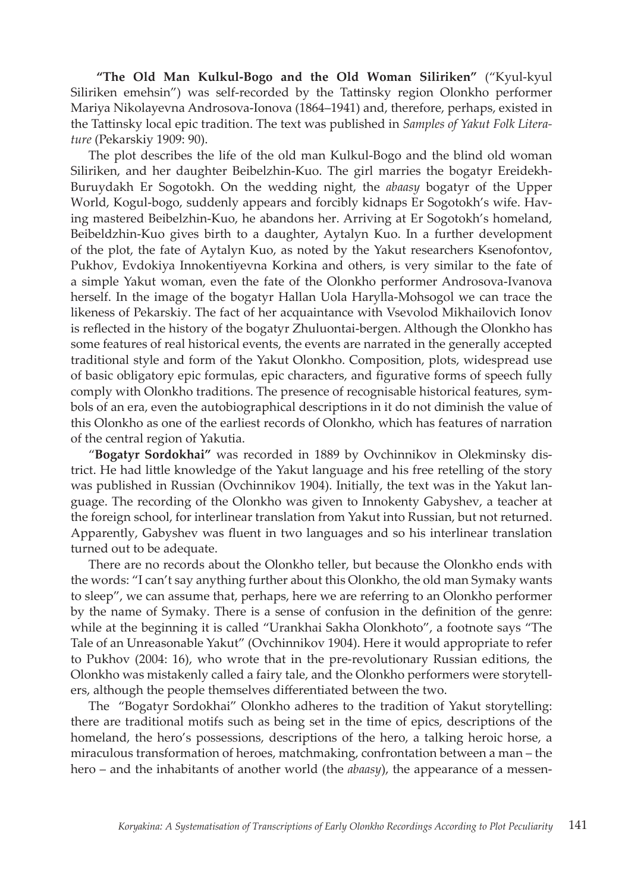**"The Old Man Kulkul-Bogo and the Old Woman Siliriken"** ("Kyul-kyul Siliriken emehsin") was self-recorded by the Tattinsky region Olonkho performer Mariya Nikolayevna Androsova-Ionova (1864–1941) and, therefore, perhaps, existed in the Tattinsky local epic tradition. The text was published in *Samples of Yakut Folk Literature* (Pekarskiy 1909: 90).

The plot describes the life of the old man Kulkul-Bogo and the blind old woman Siliriken, and her daughter Beibelzhin-Kuo. The girl marries the bogatyr Ereidekh-Buruydakh Er Sogotokh. On the wedding night, the *abaasy* bogatyr of the Upper World, Kogul-bogo, suddenly appears and forcibly kidnaps Er Sogotokh's wife. Having mastered Beibelzhin-Kuo, he abandons her. Arriving at Er Sogotokh's homeland, Beibeldzhin-Kuo gives birth to a daughter, Aytalyn Kuo. In a further development of the plot, the fate of Aytalyn Kuo, as noted by the Yakut researchers Ksenofontov, Pukhov, Evdokiya Innokentiyevna Korkina and others, is very similar to the fate of a simple Yakut woman, even the fate of the Olonkho performer Androsova-Ivanova herself. In the image of the bogatyr Hallan Uola Harylla-Mohsogol we can trace the likeness of Pekarskiy. The fact of her acquaintance with Vsevolod Mikhailovich Ionov is reflected in the history of the bogatyr Zhuluontai-bergen. Although the Olonkho has some features of real historical events, the events are narrated in the generally accepted traditional style and form of the Yakut Olonkho. Composition, plots, widespread use of basic obligatory epic formulas, epic characters, and figurative forms of speech fully comply with Olonkho traditions. The presence of recognisable historical features, symbols of an era, even the autobiographical descriptions in it do not diminish the value of this Olonkho as one of the earliest records of Olonkho, which has features of narration of the central region of Yakutia.

"**Bogatyr Sordokhai"** was recorded in 1889 by Ovchinnikov in Olekminsky district. He had little knowledge of the Yakut language and his free retelling of the story was published in Russian (Ovchinnikov 1904). Initially, the text was in the Yakut language. The recording of the Olonkho was given to Innokenty Gabyshev, a teacher at the foreign school, for interlinear translation from Yakut into Russian, but not returned. Apparently, Gabyshev was fluent in two languages and so his interlinear translation turned out to be adequate.

There are no records about the Olonkho teller, but because the Olonkho ends with the words: "I can't say anything further about this Olonkho, the old man Symaky wants to sleep", we can assume that, perhaps, here we are referring to an Olonkho performer by the name of Symaky. There is a sense of confusion in the definition of the genre: while at the beginning it is called "Urankhai Sakha Olonkhoto", a footnote says "The Tale of an Unreasonable Yakut" (Ovchinnikov 1904). Here it would appropriate to refer to Pukhov (2004: 16), who wrote that in the pre-revolutionary Russian editions, the Olonkho was mistakenly called a fairy tale, and the Olonkho performers were storytellers, although the people themselves differentiated between the two.

The "Bogatyr Sordokhai" Olonkho adheres to the tradition of Yakut storytelling: there are traditional motifs such as being set in the time of epics, descriptions of the homeland, the hero's possessions, descriptions of the hero, a talking heroic horse, a miraculous transformation of heroes, matchmaking, confrontation between a man – the hero – and the inhabitants of another world (the *abaasy*), the appearance of a messen-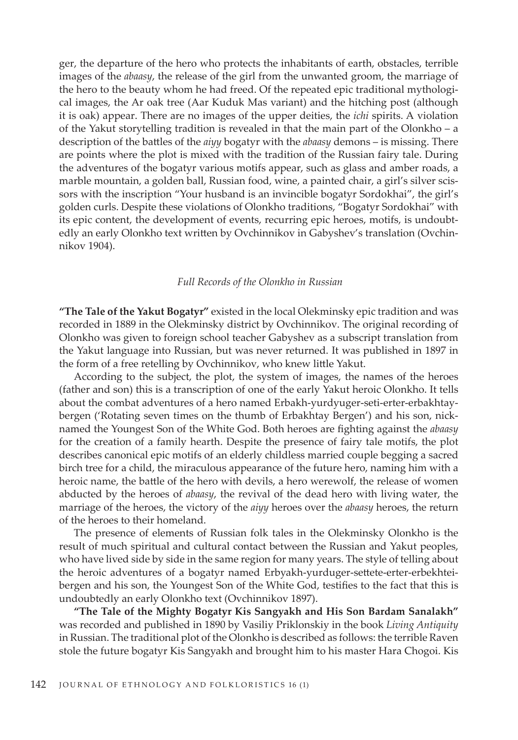ger, the departure of the hero who protects the inhabitants of earth, obstacles, terrible images of the *abaasy*, the release of the girl from the unwanted groom, the marriage of the hero to the beauty whom he had freed. Of the repeated epic traditional mythological images, the Ar oak tree (Aar Kuduk Mas variant) and the hitching post (although it is oak) appear. There are no images of the upper deities, the *ichi* spirits. A violation of the Yakut storytelling tradition is revealed in that the main part of the Olonkho – a description of the battles of the *aiyy* bogatyr with the *abaasy* demons – is missing. There are points where the plot is mixed with the tradition of the Russian fairy tale. During the adventures of the bogatyr various motifs appear, such as glass and amber roads, a marble mountain, a golden ball, Russian food, wine, a painted chair, a girl's silver scissors with the inscription "Your husband is an invincible bogatyr Sordokhai", the girl's golden curls. Despite these violations of Olonkho traditions, "Bogatyr Sordokhai" with its epic content, the development of events, recurring epic heroes, motifs, is undoubtedly an early Olonkho text written by Ovchinnikov in Gabyshev's translation (Ovchinnikov 1904).

### *Full Records of the Olonkho in Russian*

**"The Tale of the Yakut Bogatyr"** existed in the local Olekminsky epic tradition and was recorded in 1889 in the Olekminsky district by Ovchinnikov. The original recording of Olonkho was given to foreign school teacher Gabyshev as a subscript translation from the Yakut language into Russian, but was never returned. It was published in 1897 in the form of a free retelling by Ovchinnikov, who knew little Yakut.

According to the subject, the plot, the system of images, the names of the heroes (father and son) this is a transcription of one of the early Yakut heroic Olonkho. It tells about the combat adventures of a hero named Erbakh-yurdyuger-seti-erter-erbakhtaybergen ('Rotating seven times on the thumb of Erbakhtay Bergen') and his son, nicknamed the Youngest Son of the White God. Both heroes are fighting against the *abaasy* for the creation of a family hearth. Despite the presence of fairy tale motifs, the plot describes canonical epic motifs of an elderly childless married couple begging a sacred birch tree for a child, the miraculous appearance of the future hero, naming him with a heroic name, the battle of the hero with devils, a hero werewolf, the release of women abducted by the heroes of *abaasy*, the revival of the dead hero with living water, the marriage of the heroes, the victory of the *aiyy* heroes over the *abaasy* heroes, the return of the heroes to their homeland.

The presence of elements of Russian folk tales in the Olekminsky Olonkho is the result of much spiritual and cultural contact between the Russian and Yakut peoples, who have lived side by side in the same region for many years. The style of telling about the heroic adventures of a bogatyr named Erbyakh-yurduger-settete-erter-erbekhteibergen and his son, the Youngest Son of the White God, testifies to the fact that this is undoubtedly an early Olonkho text (Ovchinnikov 1897).

**"The Tale of the Mighty Bogatyr Kis Sangyakh and His Son Bardam Sanalakh"** was recorded and published in 1890 by Vasiliy Priklonskiy in the book *Living Antiquity* in Russian. The traditional plot of the Olonkho is described as follows: the terrible Raven stole the future bogatyr Kis Sangyakh and brought him to his master Hara Chogoi. Kis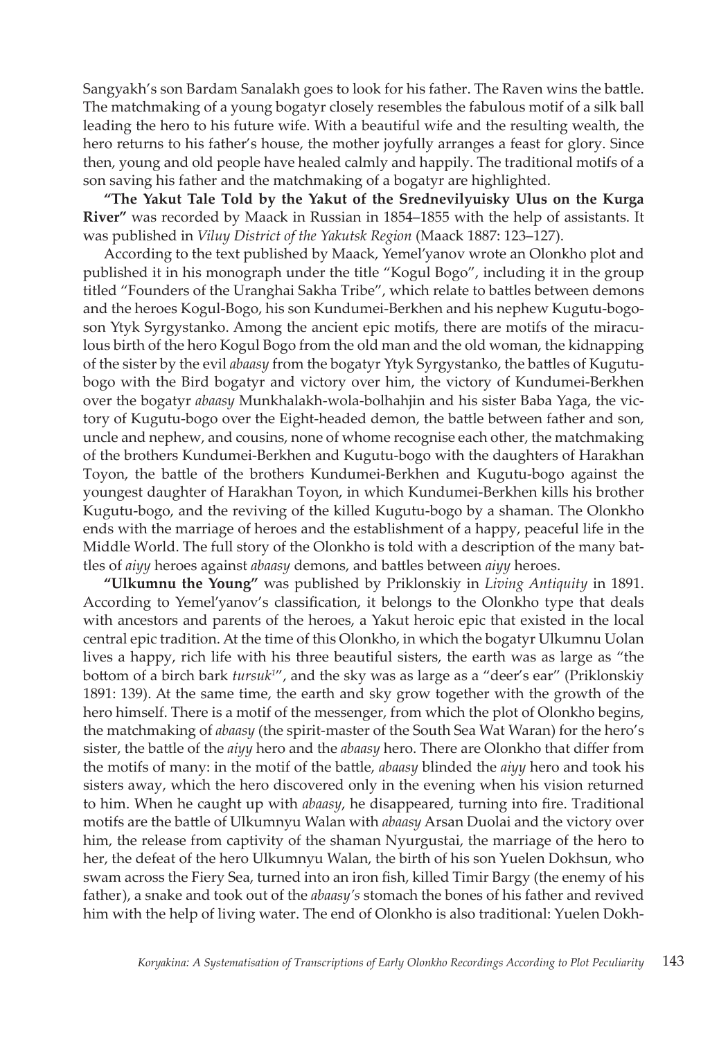Sangyakh's son Bardam Sanalakh goes to look for his father. The Raven wins the battle. The matchmaking of a young bogatyr closely resembles the fabulous motif of a silk ball leading the hero to his future wife. With a beautiful wife and the resulting wealth, the hero returns to his father's house, the mother joyfully arranges a feast for glory. Since then, young and old people have healed calmly and happily. The traditional motifs of a son saving his father and the matchmaking of a bogatyr are highlighted.

**"The Yakut Tale Told by the Yakut of the Srednevilyuisky Ulus on the Kurga River"** was recorded by Maack in Russian in 1854–1855 with the help of assistants. It was published in *Viluy District of the Yakutsk Region* (Maack 1887: 123–127).

According to the text published by Maack, Yemel'yanov wrote an Olonkho plot and published it in his monograph under the title "Kogul Bogo", including it in the group titled "Founders of the Uranghai Sakha Tribe", which relate to battles between demons and the heroes Kogul-Bogo, his son Kundumei-Berkhen and his nephew Kugutu-bogo-son Ytyk Syrgystanko. Among the ancient epic motifs, there are motifs of the miraculous birth of the hero Kogul Bogo from the old man and the old woman, the kidnapping of the sister by the evil *abaasy* from the bogatyr Ytyk Syrgystanko, the battles of Kugutu-bogo with the Bird bogatyr and victory over him, the victory of Kundumei-Berkhen over the bogatyr *abaasy* Munkhalakh-wola-bolhahjin and his sister Baba Yaga, the victory of Kugutu-bogo over the Eight-headed demon, the battle between father and son, uncle and nephew, and cousins, none of whome recognise each other, the matchmaking of the brothers Kundumei-Berkhen and Kugutu-bogo with the daughters of Harakhan Toyon, the battle of the brothers Kundumei-Berkhen and Kugutu-bogo against the youngest daughter of Harakhan Toyon, in which Kundumei-Berkhen kills his brother Kugutu-bogo, and the reviving of the killed Kugutu-bogo by a shaman. The Olonkho ends with the marriage of heroes and the establishment of a happy, peaceful life in the Middle World. The full story of the Olonkho is told with a description of the many battles of *aiyy* heroes against *abaasy* demons, and battles between *aiyy* heroes.

**"Ulkumnu the Young"** was published by Priklonskiy in *Living Antiquity* in 1891. According to Yemel'yanov's classification, it belongs to the Olonkho type that deals with ancestors and parents of the heroes, a Yakut heroic epic that existed in the local central epic tradition. At the time of this Olonkho, in which the bogatyr Ulkumnu Uolan lives a happy, rich life with his three beautiful sisters, the earth was as large as "the bottom of a birch bark *tursuk*[1]", and the sky was as large as a "deer's ear" (Priklonskiy 1891: 139). At the same time, the earth and sky grow together with the growth of the hero himself. There is a motif of the messenger, from which the plot of Olonkho begins, the matchmaking of *abaasy* (the spirit-master of the South Sea Wat Waran) for the hero's sister, the battle of the *aiyy* hero and the *abaasy* hero. There are Olonkho that differ from the motifs of many: in the motif of the battle, *abaasy* blinded the *aiyy* hero and took his sisters away, which the hero discovered only in the evening when his vision returned to him. When he caught up with *abaasy*, he disappeared, turning into fire. Traditional motifs are the battle of Ulkumnyu Walan with *abaasy* Arsan Duolai and the victory over him, the release from captivity of the shaman Nyurgustai, the marriage of the hero to her, the defeat of the hero Ulkumnyu Walan, the birth of his son Yuelen Dokhsun, who swam across the Fiery Sea, turned into an iron fish, killed Timir Bargy (the enemy of his father), a snake and took out of the *abaasy's* stomach the bones of his father and revived him with the help of living water. The end of Olonkho is also traditional: Yuelen Dokh-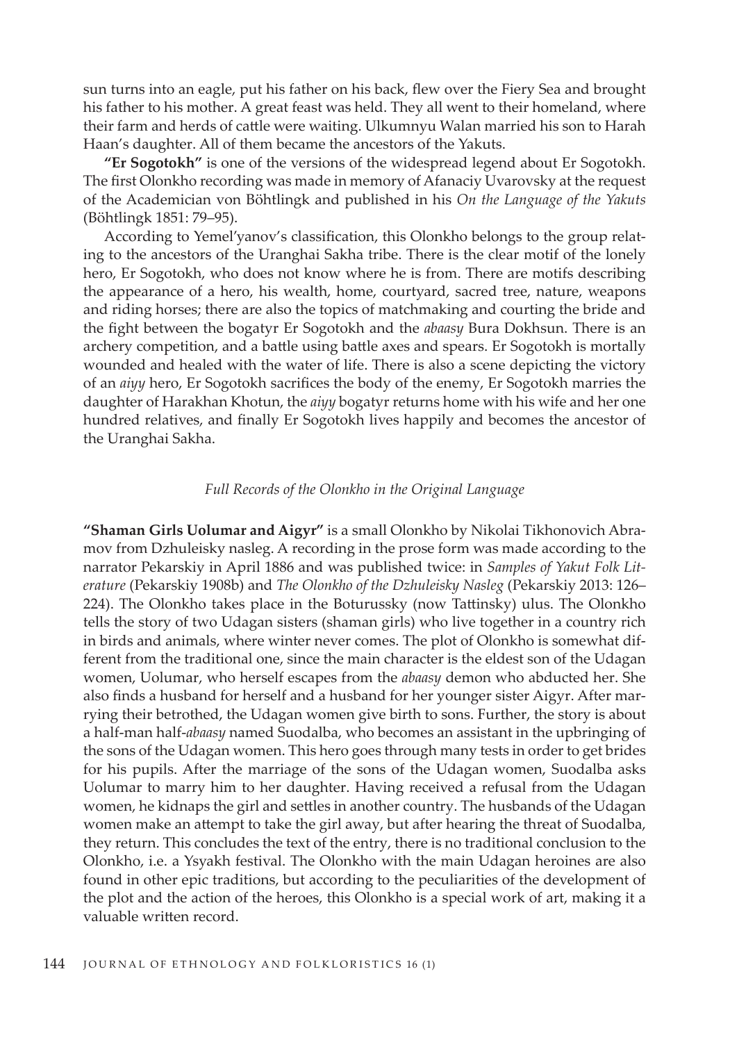sun turns into an eagle, put his father on his back, flew over the Fiery Sea and brought his father to his mother. A great feast was held. They all went to their homeland, where their farm and herds of cattle were waiting. Ulkumnyu Walan married his son to Harah Haan's daughter. All of them became the ancestors of the Yakuts.

**"Er Sogotokh"** is one of the versions of the widespread legend about Er Sogotokh. The first Olonkho recording was made in memory of Afanaciy Uvarovsky at the request of the Academician von Böhtlingk and published in his *On the Language of the Yakuts* (Böhtlingk 1851: 79–95).

According to Yemel'yanov's classification, this Olonkho belongs to the group relating to the ancestors of the Uranghai Sakha tribe. There is the clear motif of the lonely hero, Er Sogotokh, who does not know where he is from. There are motifs describing the appearance of a hero, his wealth, home, courtyard, sacred tree, nature, weapons and riding horses; there are also the topics of matchmaking and courting the bride and the fight between the bogatyr Er Sogotokh and the *abaasy* Bura Dokhsun. There is an archery competition, and a battle using battle axes and spears. Er Sogotokh is mortally wounded and healed with the water of life. There is also a scene depicting the victory of an *aiyy* hero, Er Sogotokh sacrifices the body of the enemy, Er Sogotokh marries the daughter of Harakhan Khotun, the *aiyy* bogatyr returns home with his wife and her one hundred relatives, and finally Er Sogotokh lives happily and becomes the ancestor of the Uranghai Sakha.

### *Full Records of the Olonkho in the Original Language*

**"Shaman Girls Uolumar and Aigyr"** is a small Olonkho by Nikolai Tikhonovich Abramov from Dzhuleisky nasleg. A recording in the prose form was made according to the narrator Pekarskiy in April 1886 and was published twice: in *Samples of Yakut Folk Literature* (Pekarskiy 1908b) and *The Olonkho of the Dzhuleisky Nasleg* (Pekarskiy 2013: 126–224). The Olonkho takes place in the Boturussky (now Tattinsky) ulus. The Olonkho tells the story of two Udagan sisters (shaman girls) who live together in a country rich in birds and animals, where winter never comes. The plot of Olonkho is somewhat different from the traditional one, since the main character is the eldest son of the Udagan women, Uolumar, who herself escapes from the *abaasy* demon who abducted her. She also finds a husband for herself and a husband for her younger sister Aigyr. After marrying their betrothed, the Udagan women give birth to sons. Further, the story is about a half-man half-*abaasy* named Suodalba, who becomes an assistant in the upbringing of the sons of the Udagan women. This hero goes through many tests in order to get brides for his pupils. After the marriage of the sons of the Udagan women, Suodalba asks Uolumar to marry him to her daughter. Having received a refusal from the Udagan women, he kidnaps the girl and settles in another country. The husbands of the Udagan women make an attempt to take the girl away, but after hearing the threat of Suodalba, they return. This concludes the text of the entry, there is no traditional conclusion to the Olonkho, i.e. a Ysyakh festival. The Olonkho with the main Udagan heroines are also found in other epic traditions, but according to the peculiarities of the development of the plot and the action of the heroes, this Olonkho is a special work of art, making it a valuable written record.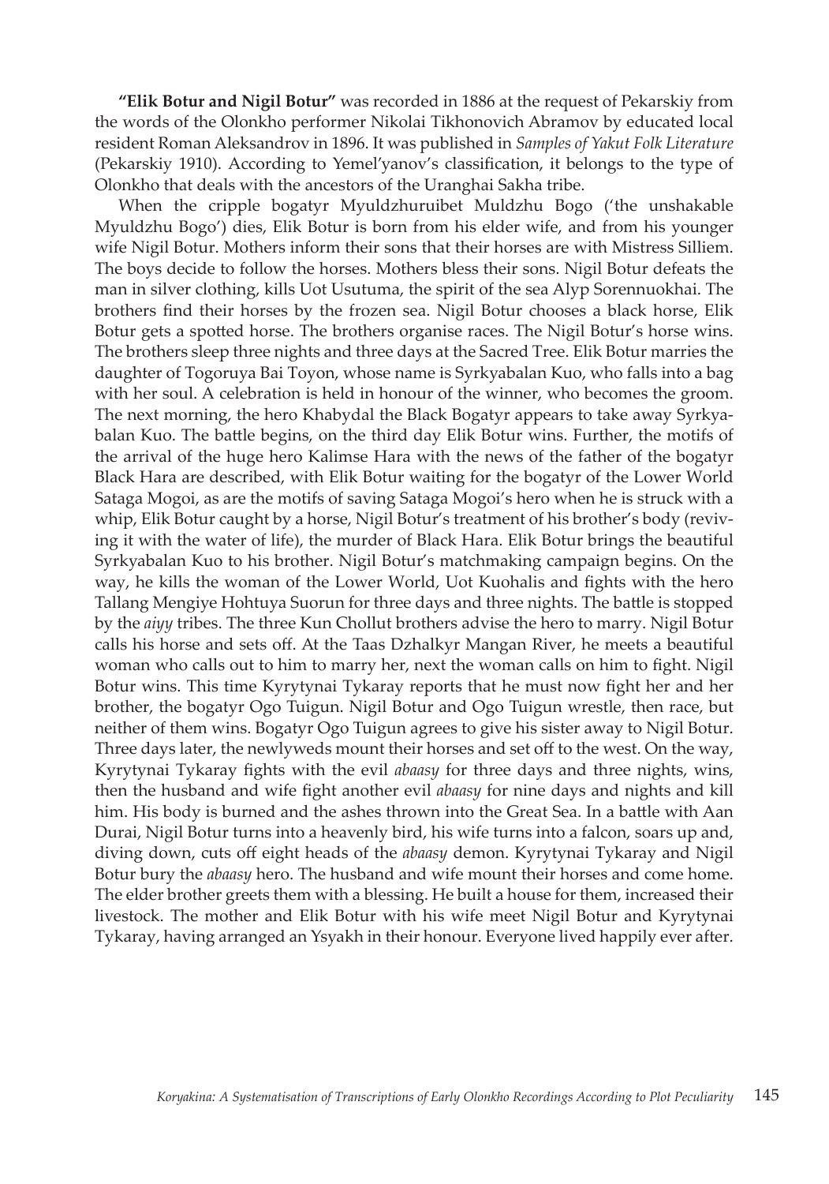**"Elik Botur and Nigil Botur"** was recorded in 1886 at the request of Pekarskiy from the words of the Olonkho performer Nikolai Tikhonovich Abramov by educated local resident Roman Aleksandrov in 1896. It was published in *Samples of Yakut Folk Literature* (Pekarskiy 1910). According to Yemel'yanov's classification, it belongs to the type of Olonkho that deals with the ancestors of the Uranghai Sakha tribe.

When the cripple bogatyr Myuldzhuruibet Muldzhu Bogo ('the unshakable Myuldzhu Bogo') dies, Elik Botur is born from his elder wife, and from his younger wife Nigil Botur. Mothers inform their sons that their horses are with Mistress Silliem. The boys decide to follow the horses. Mothers bless their sons. Nigil Botur defeats the man in silver clothing, kills Uot Usutuma, the spirit of the sea Alyp Sorennuokhai. The brothers find their horses by the frozen sea. Nigil Botur chooses a black horse, Elik Botur gets a spotted horse. The brothers organise races. The Nigil Botur's horse wins. The brothers sleep three nights and three days at the Sacred Tree. Elik Botur marries the daughter of Togoruya Bai Toyon, whose name is Syrkyabalan Kuo, who falls into a bag with her soul. A celebration is held in honour of the winner, who becomes the groom. The next morning, the hero Khabydal the Black Bogatyr appears to take away Syrkyabalan Kuo. The battle begins, on the third day Elik Botur wins. Further, the motifs of the arrival of the huge hero Kalimse Hara with the news of the father of the bogatyr Black Hara are described, with Elik Botur waiting for the bogatyr of the Lower World Sataga Mogoi, as are the motifs of saving Sataga Mogoi's hero when he is struck with a whip, Elik Botur caught by a horse, Nigil Botur's treatment of his brother's body (reviving it with the water of life), the murder of Black Hara. Elik Botur brings the beautiful Syrkyabalan Kuo to his brother. Nigil Botur's matchmaking campaign begins. On the way, he kills the woman of the Lower World, Uot Kuohalis and fights with the hero Tallang Mengiye Hohtuya Suorun for three days and three nights. The battle is stopped by the *aiyy* tribes. The three Kun Chollut brothers advise the hero to marry. Nigil Botur calls his horse and sets off. At the Taas Dzhalkyr Mangan River, he meets a beautiful woman who calls out to him to marry her, next the woman calls on him to fight. Nigil Botur wins. This time Kyrytynai Tykaray reports that he must now fight her and her brother, the bogatyr Ogo Tuigun. Nigil Botur and Ogo Tuigun wrestle, then race, but neither of them wins. Bogatyr Ogo Tuigun agrees to give his sister away to Nigil Botur. Three days later, the newlyweds mount their horses and set off to the west. On the way, Kyrytynai Tykaray fights with the evil *abaasy* for three days and three nights, wins, then the husband and wife fight another evil *abaasy* for nine days and nights and kill him. His body is burned and the ashes thrown into the Great Sea. In a battle with Aan Durai, Nigil Botur turns into a heavenly bird, his wife turns into a falcon, soars up and, diving down, cuts off eight heads of the *abaasy* demon. Kyrytynai Tykaray and Nigil Botur bury the *abaasy* hero. The husband and wife mount their horses and come home. The elder brother greets them with a blessing. He built a house for them, increased their livestock. The mother and Elik Botur with his wife meet Nigil Botur and Kyrytynai Tykaray, having arranged an Ysyakh in their honour. Everyone lived happily ever after.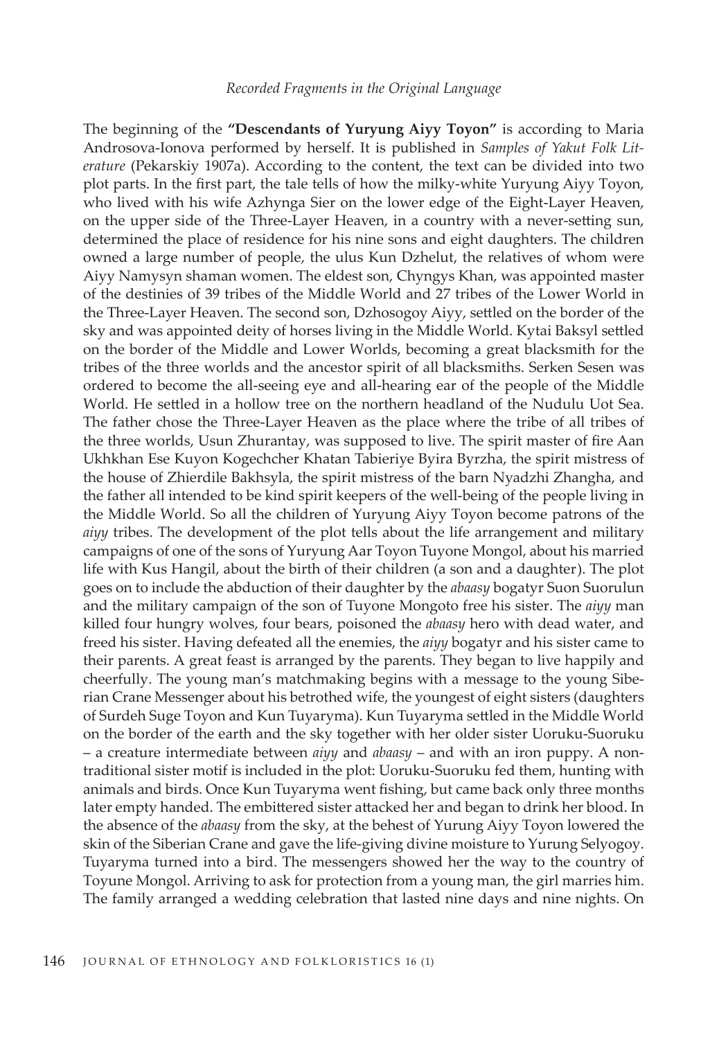The beginning of the **"Descendants of Yuryung Aiyy Toyon"** is according to Maria Androsova-Ionova performed by herself. It is published in *Samples of Yakut Folk Literature* (Pekarskiy 1907a). According to the content, the text can be divided into two plot parts. In the first part, the tale tells of how the milky-white Yuryung Aiyy Toyon, who lived with his wife Azhynga Sier on the lower edge of the Eight-Layer Heaven, on the upper side of the Three-Layer Heaven, in a country with a never-setting sun, determined the place of residence for his nine sons and eight daughters. The children owned a large number of people, the ulus Kun Dzhelut, the relatives of whom were Aiyy Namysyn shaman women. The eldest son, Chyngys Khan, was appointed master of the destinies of 39 tribes of the Middle World and 27 tribes of the Lower World in the Three-Layer Heaven. The second son, Dzhosogoy Aiyy, settled on the border of the sky and was appointed deity of horses living in the Middle World. Kytai Baksyl settled on the border of the Middle and Lower Worlds, becoming a great blacksmith for the tribes of the three worlds and the ancestor spirit of all blacksmiths. Serken Sesen was ordered to become the all-seeing eye and all-hearing ear of the people of the Middle World. He settled in a hollow tree on the northern headland of the Nudulu Uot Sea. The father chose the Three-Layer Heaven as the place where the tribe of all tribes of the three worlds, Usun Zhurantay, was supposed to live. The spirit master of fire Aan Ukhkhan Ese Kuyon Kogechcher Khatan Tabieriye Byira Byrzha, the spirit mistress of the house of Zhierdile Bakhsyla, the spirit mistress of the barn Nyadzhi Zhangha, and the father all intended to be kind spirit keepers of the well-being of the people living in the Middle World. So all the children of Yuryung Aiyy Toyon become patrons of the *aiyy* tribes. The development of the plot tells about the life arrangement and military campaigns of one of the sons of Yuryung Aar Toyon Tuyone Mongol, about his married life with Kus Hangil, about the birth of their children (a son and a daughter). The plot goes on to include the abduction of their daughter by the *abaasy* bogatyr Suon Suorulun and the military campaign of the son of Tuyone Mongoto free his sister. The *aiyy* man killed four hungry wolves, four bears, poisoned the *abaasy* hero with dead water, and freed his sister. Having defeated all the enemies, the *aiyy* bogatyr and his sister came to their parents. A great feast is arranged by the parents. They began to live happily and cheerfully. The young man's matchmaking begins with a message to the young Siberian Crane Messenger about his betrothed wife, the youngest of eight sisters (daughters of Surdeh Suge Toyon and Kun Tuyaryma). Kun Tuyaryma settled in the Middle World on the border of the earth and the sky together with her older sister Uoruku-Suoruku – a creature intermediate between *aiyy* and *abaasy* – and with an iron puppy. A non-traditional sister motif is included in the plot: Uoruku-Suoruku fed them, hunting with animals and birds. Once Kun Tuyaryma went fishing, but came back only three months later empty handed. The embittered sister attacked her and began to drink her blood. In the absence of the *abaasy* from the sky, at the behest of Yurung Aiyy Toyon lowered the skin of the Siberian Crane and gave the life-giving divine moisture to Yurung Selyogoy. Tuyaryma turned into a bird. The messengers showed her the way to the country of Toyune Mongol. Arriving to ask for protection from a young man, the girl marries him. The family arranged a wedding celebration that lasted nine days and nine nights. On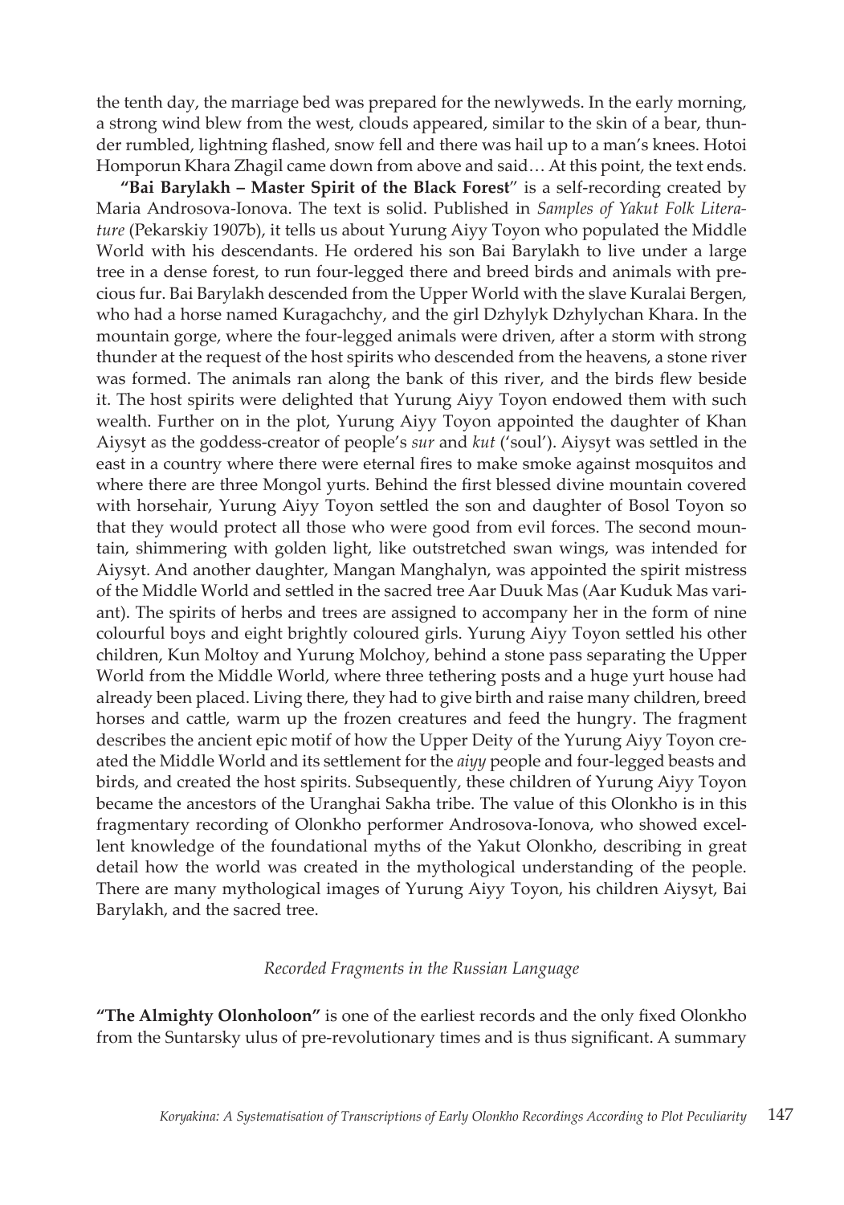the tenth day, the marriage bed was prepared for the newlyweds. In the early morning, a strong wind blew from the west, clouds appeared, similar to the skin of a bear, thunder rumbled, lightning flashed, snow fell and there was hail up to a man's knees. Hotoi Homporun Khara Zhagil came down from above and said… At this point, the text ends.

**"Bai Barylakh – Master Spirit of the Black Forest"** is a self-recording created by Maria Androsova-Ionova. The text is solid. Published in *Samples of Yakut Folk Literature* (Pekarskiy 1907b), it tells us about Yurung Aiyy Toyon who populated the Middle World with his descendants. He ordered his son Bai Barylakh to live under a large tree in a dense forest, to run four-legged there and breed birds and animals with precious fur. Bai Barylakh descended from the Upper World with the slave Kuralai Bergen, who had a horse named Kuragachchy, and the girl Dzhylyk Dzhylychan Khara. In the mountain gorge, where the four-legged animals were driven, after a storm with strong thunder at the request of the host spirits who descended from the heavens, a stone river was formed. The animals ran along the bank of this river, and the birds flew beside it. The host spirits were delighted that Yurung Aiyy Toyon endowed them with such wealth. Further on in the plot, Yurung Aiyy Toyon appointed the daughter of Khan Aiysyt as the goddess-creator of people's *sur* and *kut* ('soul'). Aiysyt was settled in the east in a country where there were eternal fires to make smoke against mosquitos and where there are three Mongol yurts. Behind the first blessed divine mountain covered with horsehair, Yurung Aiyy Toyon settled the son and daughter of Bosol Toyon so that they would protect all those who were good from evil forces. The second mountain, shimmering with golden light, like outstretched swan wings, was intended for Aiysyt. And another daughter, Mangan Manghalyn, was appointed the spirit mistress of the Middle World and settled in the sacred tree Aar Duuk Mas (Aar Kuduk Mas variant). The spirits of herbs and trees are assigned to accompany her in the form of nine colourful boys and eight brightly coloured girls. Yurung Aiyy Toyon settled his other children, Kun Moltoy and Yurung Molchoy, behind a stone pass separating the Upper World from the Middle World, where three tethering posts and a huge yurt house had already been placed. Living there, they had to give birth and raise many children, breed horses and cattle, warm up the frozen creatures and feed the hungry. The fragment describes the ancient epic motif of how the Upper Deity of the Yurung Aiyy Toyon created the Middle World and its settlement for the *aiyy* people and four-legged beasts and birds, and created the host spirits. Subsequently, these children of Yurung Aiyy Toyon became the ancestors of the Uranghai Sakha tribe. The value of this Olonkho is in this fragmentary recording of Olonkho performer Androsova-Ionova, who showed excellent knowledge of the foundational myths of the Yakut Olonkho, describing in great detail how the world was created in the mythological understanding of the people. There are many mythological images of Yurung Aiyy Toyon, his children Aiysyt, Bai Barylakh, and the sacred tree.

### *Recorded Fragments in the Russian Language*

**"The Almighty Olonholoon"** is one of the earliest records and the only fixed Olonkho from the Suntarsky ulus of pre-revolutionary times and is thus significant. A summary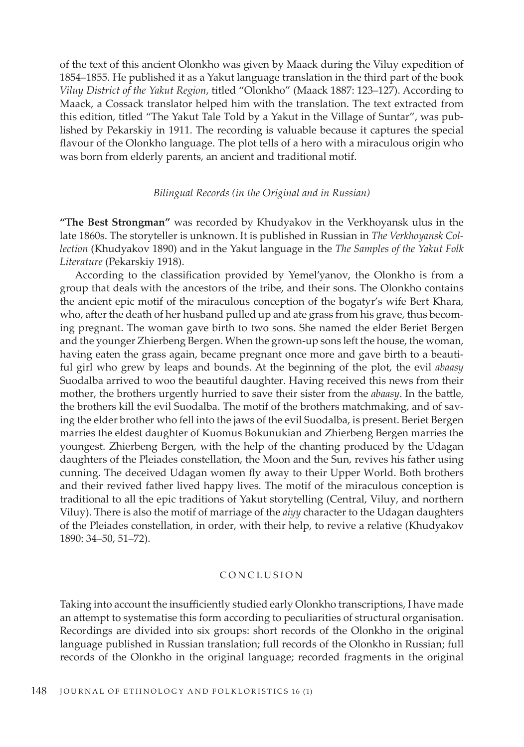of the text of this ancient Olonkho was given by Maack during the Viluy expedition of 1854–1855. He published it as a Yakut language translation in the third part of the book *Viluy District of the Yakut Region*, titled "Olonkho" (Maack 1887: 123–127). According to Maack, a Cossack translator helped him with the translation. The text extracted from this edition, titled "The Yakut Tale Told by a Yakut in the Village of Suntar", was published by Pekarskiy in 1911. The recording is valuable because it captures the special flavour of the Olonkho language. The plot tells of a hero with a miraculous origin who was born from elderly parents, an ancient and traditional motif.

*Bilingual Records (in the Original and in Russian)*

**"The Best Strongman"** was recorded by Khudyakov in the Verkhoyansk ulus in the late 1860s. The storyteller is unknown. It is published in Russian in *The Verkhoyansk Collection* (Khudyakov 1890) and in the Yakut language in the *The Samples of the Yakut Folk Literature* (Pekarskiy 1918).

According to the classification provided by Yemel'yanov, the Olonkho is from a group that deals with the ancestors of the tribe, and their sons. The Olonkho contains the ancient epic motif of the miraculous conception of the bogatyr's wife Bert Khara, who, after the death of her husband pulled up and ate grass from his grave, thus becoming pregnant. The woman gave birth to two sons. She named the elder Beriet Bergen and the younger Zhierbeng Bergen. When the grown-up sons left the house, the woman, having eaten the grass again, became pregnant once more and gave birth to a beautiful girl who grew by leaps and bounds. At the beginning of the plot, the evil *abaasy* Suodalba arrived to woo the beautiful daughter. Having received this news from their mother, the brothers urgently hurried to save their sister from the *abaasy*. In the battle, the brothers kill the evil Suodalba. The motif of the brothers matchmaking, and of saving the elder brother who fell into the jaws of the evil Suodalba, is present. Beriet Bergen marries the eldest daughter of Kuomus Bokunukian and Zhierbeng Bergen marries the youngest. Zhierbeng Bergen, with the help of the chanting produced by the Udagan daughters of the Pleiades constellation, the Moon and the Sun, revives his father using cunning. The deceived Udagan women fly away to their Upper World. Both brothers and their revived father lived happy lives. The motif of the miraculous conception is traditional to all the epic traditions of Yakut storytelling (Central, Viluy, and northern Viluy). There is also the motif of marriage of the *aiyy* character to the Udagan daughters of the Pleiades constellation, in order, with their help, to revive a relative (Khudyakov 1890: 34–50, 51–72).

## CONCLUSION

Taking into account the insufficiently studied early Olonkho transcriptions, I have made an attempt to systematise this form according to peculiarities of structural organisation. Recordings are divided into six groups: short records of the Olonkho in the original language published in Russian translation; full records of the Olonkho in Russian; full records of the Olonkho in the original language; recorded fragments in the original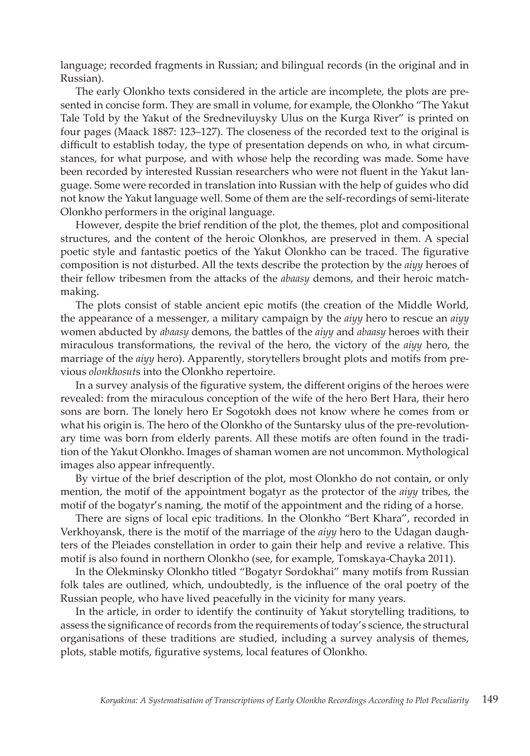language; recorded fragments in Russian; and bilingual records (in the original and in Russian).

The early Olonkho texts considered in the article are incomplete, the plots are presented in concise form. They are small in volume, for example, the Olonkho "The Yakut Tale Told by the Yakut of the Sredneviluysky Ulus on the Kurga River" is printed on four pages (Maack 1887: 123–127). The closeness of the recorded text to the original is difficult to establish today, the type of presentation depends on who, in what circumstances, for what purpose, and with whose help the recording was made. Some have been recorded by interested Russian researchers who were not fluent in the Yakut language. Some were recorded in translation into Russian with the help of guides who did not know the Yakut language well. Some of them are the self-recordings of semi-literate Olonkho performers in the original language.

However, despite the brief rendition of the plot, the themes, plot and compositional structures, and the content of the heroic Olonkhos, are preserved in them. A special poetic style and fantastic poetics of the Yakut Olonkho can be traced. The figurative composition is not disturbed. All the texts describe the protection by the *aiyy* heroes of their fellow tribesmen from the attacks of the *abaasy* demons, and their heroic matchmaking.

The plots consist of stable ancient epic motifs (the creation of the Middle World, the appearance of a messenger, a military campaign by the *aiyy* hero to rescue an *aiyy* women abducted by *abaasy* demons, the battles of the *aiyy* and *abaasy* heroes with their miraculous transformations, the revival of the hero, the victory of the *aiyy* hero, the marriage of the *aiyy* hero). Apparently, storytellers brought plots and motifs from previous *olonkhosut*s into the Olonkho repertoire.

In a survey analysis of the figurative system, the different origins of the heroes were revealed: from the miraculous conception of the wife of the hero Bert Hara, their hero sons are born. The lonely hero Er Sogotokh does not know where he comes from or what his origin is. The hero of the Olonkho of the Suntarsky ulus of the pre-revolutionary time was born from elderly parents. All these motifs are often found in the tradition of the Yakut Olonkho. Images of shaman women are not uncommon. Mythological images also appear infrequently.

By virtue of the brief description of the plot, most Olonkho do not contain, or only mention, the motif of the appointment bogatyr as the protector of the *aiyy* tribes, the motif of the bogatyr's naming, the motif of the appointment and the riding of a horse.

There are signs of local epic traditions. In the Olonkho "Bert Khara", recorded in Verkhoyansk, there is the motif of the marriage of the *aiyy* hero to the Udagan daughters of the Pleiades constellation in order to gain their help and revive a relative. This motif is also found in northern Olonkho (see, for example, Tomskaya-Chayka 2011).

In the Olekminsky Olonkho titled "Bogatyr Sordokhai" many motifs from Russian folk tales are outlined, which, undoubtedly, is the influence of the oral poetry of the Russian people, who have lived peacefully in the vicinity for many years.

In the article, in order to identify the continuity of Yakut storytelling traditions, to assess the significance of records from the requirements of today's science, the structural organisations of these traditions are studied, including a survey analysis of themes, plots, stable motifs, figurative systems, local features of Olonkho.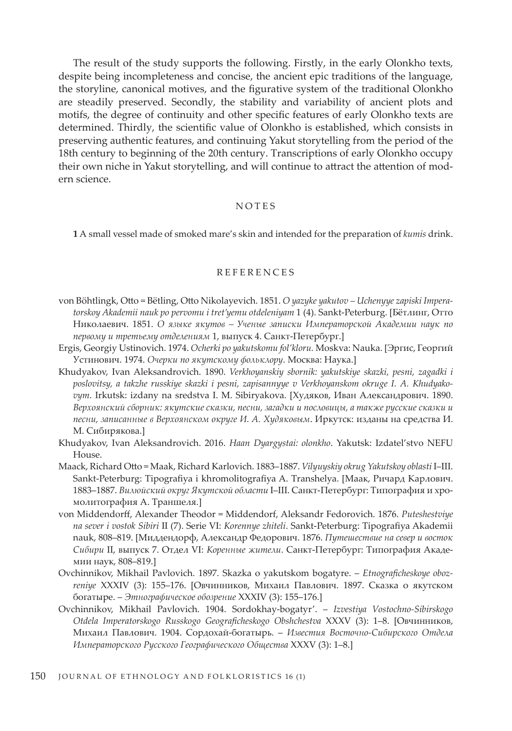The result of the study supports the following. Firstly, in the early Olonkho texts, despite being incompleteness and concise, the ancient epic traditions of the language, the storyline, canonical motives, and the figurative system of the traditional Olonkho are steadily preserved. Secondly, the stability and variability of ancient plots and motifs, the degree of continuity and other specific features of early Olonkho texts are determined. Thirdly, the scientific value of Olonkho is established, which consists in preserving authentic features, and continuing Yakut storytelling from the period of the 18th century to beginning of the 20th century. Transcriptions of early Olonkho occupy their own niche in Yakut storytelling, and will continue to attract the attention of modern science.

## NOTES

**1** A small vessel made of smoked mare's skin and intended for the preparation of *kumis* drink.

## REFERENCES

von Böhtlingk, Otto = Bëtling, Otto Nikolayevich. 1851. *O yazyke yakutov – Uchenyye zapiski Imperatorskoy Akademii nauk po pervomu i tret'yemu otdeleniyam* 1 (4). Sankt-Peterburg. [Бётлинг, Отто Николаевич. 1851. *О языке якутов – Ученые записки Императорской Академии наук по первому и третьему отделениям* 1, выпуск 4. Санкт-Петербург.]

Ergis, Georgiy Ustinovich. 1974. *Ocherki po yakutskomu fol'kloru*. Moskva: Nauka. [Эргис, Георгий Устинович. 1974. *Очерки по якутскому фольклору*. Москва: Наука.]

Khudyakov, Ivan Aleksandrovich. 1890. *Verkhoyanskiy sbornik: yakutskiye skazki, pesni, zagadki i poslovitsy, a takzhe russkiye skazki i pesni, zapisannyye v Verkhoyanskom okruge I. A. Khudyakovym*. Irkutsk: izdany na sredstva I. M. Sibiryakova. [Худяков, Иван Александрович. 1890. *Верхоянский сборник: якутские сказки, песни, загадки и пословицы, а также русские сказки и песни, записанные в Верхоянском округе И. А. Худяковым*. Иркутск: изданы на средства И. М. Сибирякова.]

Khudyakov, Ivan Aleksandrovich. 2016. *Haan Dyargystai: olonkho*. Yakutsk: Izdatel'stvo NEFU House.

Maack, Richard Otto = Maak, Richard Karlovich. 1883–1887. *Vilyuyskiy okrug Yakutskoy oblasti* I–III. Sankt-Peterburg: Tipografiya i khromolitografiya A. Transhelya. [Маак, Ричард Карлович. 1883–1887. *Вилюйский округ Якутской области* I–III. Санкт-Петербург: Типография и хромолитография А. Траншеля.]

von Middendorff, Alexander Theodor = Middendorf, Aleksandr Fedorovich. 1876. *Puteshestviye na sever i vostok Sibiri* II (7). Serie VI: *Korennye zhiteli*. Sankt-Peterburg: Tipografiya Akademii nauk, 808–819. [Миддендорф, Александр Федорович. 1876. *Путешествие на север и восток Сибири* II, выпуск 7. Отдел VI: *Коренные жители*. Санкт-Петербург: Типография Академии наук, 808–819.]

Ovchinnikov, Mikhail Pavlovich. 1897. Skazka o yakutskom bogatyre. – *Etnograficheskoye obozreniye* XXXIV (3): 155–176. [Овчинников, Михаил Павлович. 1897. Сказка о якутском богатыре. – *Этнографическое обозрение* XXXIV (3): 155–176.]

Ovchinnikov, Mikhail Pavlovich. 1904. Sordokhay-bogatyr'. – *Izvestiya Vostochno-Sibirskogo Otdela Imperatorskogo Russkogo Geograficheskogo Obshchestva* XXXV (3): 1–8. [Овчинников, Михаил Павлович. 1904. Сордохай-богатырь. – *Известия Восточно-Сибирского Отдела Императорского Русского Географического Общества* XXXV (3): 1–8.]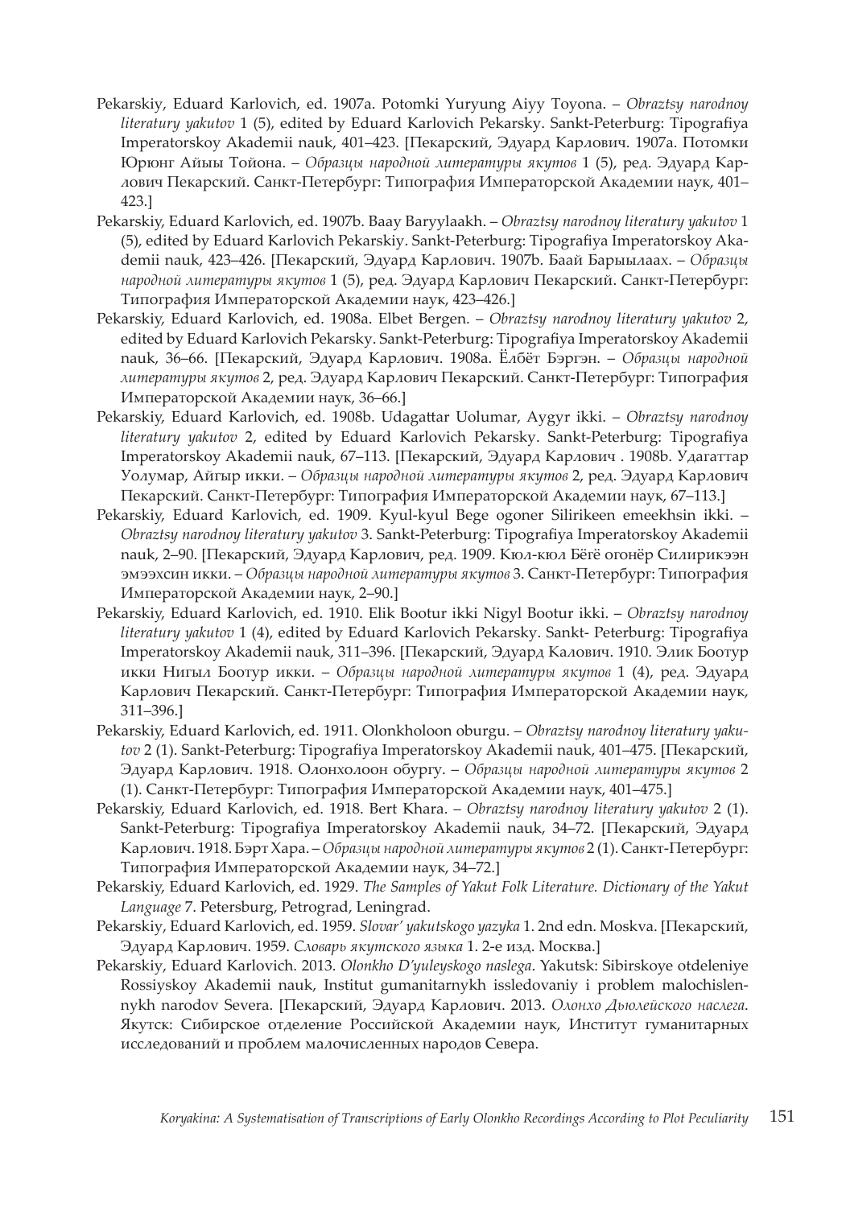Pekarskiy, Eduard Karlovich, ed. 1907a. Potomki Yuryung Aiyy Toyona. – *Obraztsy narodnoy literatury yakutov* 1 (5), edited by Eduard Karlovich Pekarsky. Sankt-Peterburg: Tipografiya Imperatorskoy Akademii nauk, 401–423. [Пекарский, Эдуард Карлович. 1907a. Потомки Юрюнг Айыы Тойона. – *Образцы народной литературы якутов* 1 (5), ред. Эдуард Карлович Пекарский. Санкт-Петербург: Типография Императорской Академии наук, 401–423.]

Pekarskiy, Eduard Karlovich, ed. 1907b. Baay Baryylaakh. – *Obraztsy narodnoy literatury yakutov* 1 (5), edited by Eduard Karlovich Pekarskiy. Sankt-Peterburg: Tipografiya Imperatorskoy Akademii nauk, 423–426. [Пекарский, Эдуард Карлович. 1907b. Баай Барыылаах. – *Образцы народной литературы якутов* 1 (5), ред. Эдуард Карлович Пекарский. Санкт-Петербург: Типография Императорской Академии наук, 423–426.]

Pekarskiy, Eduard Karlovich, ed. 1908a. Elbet Bergen. – *Obraztsy narodnoy literatury yakutov* 2, edited by Eduard Karlovich Pekarsky. Sankt-Peterburg: Tipografiya Imperatorskoy Akademii nauk, 36–66. [Пекарский, Эдуард Карлович. 1908a. Ёлбёт Бэргэн. – *Образцы народной литературы якутов* 2, ред. Эдуард Карлович Пекарский. Санкт-Петербург: Типография Императорской Академии наук, 36–66.]

Pekarskiy, Eduard Karlovich, ed. 1908b. Udagattar Uolumar, Aygyr ikki. – *Obraztsy narodnoy literatury yakutov* 2, edited by Eduard Karlovich Pekarsky. Sankt-Peterburg: Tipografiya Imperatorskoy Akademii nauk, 67–113. [Пекарский, Эдуард Карлович . 1908b. Удагаттар Уолумар, Айгыр икки. – *Образцы народной литературы якутов* 2, ред. Эдуард Карлович Пекарский. Санкт-Петербург: Типография Императорской Академии наук, 67–113.]

Pekarskiy, Eduard Karlovich, ed. 1909. Kyul-kyul Bege ogoner Silirikeen emeekhsin ikki. – *Obraztsy narodnoy literatury yakutov* 3. Sankt-Peterburg: Tipografiya Imperatorskoy Akademii nauk, 2–90. [Пекарский, Эдуард Карлович, ред. 1909. Кюл-кюл Бёгё огонёр Силирикээн эмээхсин икки. – *Образцы народной литературы якутов* 3. Санкт-Петербург: Типография Императорской Академии наук, 2–90.]

Pekarskiy, Eduard Karlovich, ed. 1910. Elik Bootur ikki Nigyl Bootur ikki. – *Obraztsy narodnoy literatury yakutov* 1 (4), edited by Eduard Karlovich Pekarsky. Sankt- Peterburg: Tipografiya Imperatorskoy Akademii nauk, 311–396. [Пекарский, Эдуард Калович. 1910. Элик Боотур икки Нигыл Боотур икки. – *Образцы народной литературы якутов* 1 (4), ред. Эдуард Карлович Пекарский. Санкт-Петербург: Типография Императорской Академии наук, 311–396.]

Pekarskiy, Eduard Karlovich, ed. 1911. Olonkholoon oburgu. – *Obraztsy narodnoy literatury yakutov* 2 (1). Sankt-Peterburg: Tipografiya Imperatorskoy Akademii nauk, 401–475. [Пекарский, Эдуард Карлович. 1918. Олонхолоон обургу. – *Образцы народной литературы якутов* 2 (1). Санкт-Петербург: Типография Императорской Академии наук, 401–475.]

Pekarskiy, Eduard Karlovich, ed. 1918. Bert Khara. – *Obraztsy narodnoy literatury yakutov* 2 (1). Sankt-Peterburg: Tipografiya Imperatorskoy Akademii nauk, 34–72. [Пекарский, Эдуард Карлович. 1918. Бэрт Хара. – *Образцы народной литературы якутов* 2 (1). Санкт-Петербург: Типография Императорской Академии наук, 34–72.]

Pekarskiy, Eduard Karlovich, ed. 1929. *The Samples of Yakut Folk Literature. Dictionary of the Yakut Language* 7. Petersburg, Petrograd, Leningrad.

Pekarskiy, Eduard Karlovich, ed. 1959. *Slovar' yakutskogo yazyka* 1. 2nd edn. Moskva. [Пекарский, Эдуард Карлович. 1959. *Словарь якутского языка* 1. 2-е изд. Москва.]

Pekarskiy, Eduard Karlovich. 2013. *Olonkho D'yuleyskogo naslega*. Yakutsk: Sibirskoye otdeleniye Rossiyskoy Akademii nauk, Institut gumanitarnykh issledovaniy i problem malochislennykh narodov Severa. [Пекарский, Эдуард Карлович. 2013. *Олонхо Дьюлейского наслега*. Якутск: Сибирское отделение Российской Академии наук, Институт гуманитарных исследований и проблем малочисленных народов Севера.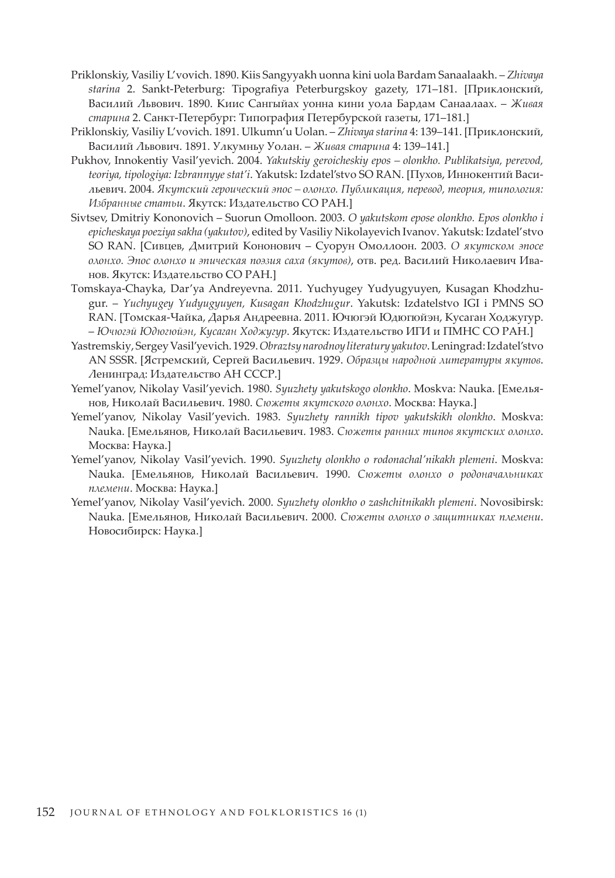Priklonskiy, Vasiliy L'vovich. 1890. Kiis Sangyyakh uonna kini uola Bardam Sanaalaakh. – *Zhivaya starina* 2. Sankt-Peterburg: Tipografiya Peterburgskoy gazety, 171–181. [Приклонский, Василий Львович. 1890. Киис Сангыйах уонна кини уола Бардам Санаалаах. – *Живая старина* 2. Санкт-Петербург: Типография Петербурской газеты, 171–181.]

Priklonskiy, Vasiliy L'vovich. 1891. Ulkumn'u Uolan. – *Zhivaya starina* 4: 139–141. [Приклонский, Василий Львович. 1891. Улкумньу Уолан. – *Живая старина* 4: 139–141.]

Pukhov, Innokentiy Vasil'yevich. 2004. *Yakutskiy geroicheskiy epos – olonkho. Publikatsiya, perevod, teoriya, tipologiya: Izbrannyye stat'i*. Yakutsk: Izdatel'stvo SO RAN. [Пухов, Иннокентий Васильевич. 2004. *Якутский героический эпос – олонхо. Публикация, перевод, теория, типология: Избранные статьи*. Якутск: Издательство СО РАН.]

Sivtsev, Dmitriy Kononovich – Suorun Omolloon. 2003. *O yakutskom epose olonkho. Epos olonkho i epicheskaya poeziya sakha (yakutov)*, edited by Vasiliy Nikolayevich Ivanov. Yakutsk: Izdatel'stvo SO RAN. [Сивцев, Дмитрий Кононович – Суорун Омоллоон. 2003. *О якутском эпосе олонхо. Эпос олонхо и эпическая поэзия саха (якутов)*, отв. ред. Василий Николаевич Иванов. Якутск: Издательство СО РАН.]

Tomskaya-Chayka, Dar'ya Andreyevna. 2011. Yuchyugey Yudyugyuyen, Kusagan Khodzhugur. – *Yuchyugey Yudyugyuyen, Kusagan Khodzhugur*. Yakutsk: Izdatelstvo IGI i PMNS SO RAN. [Томская-Чайка, Дарья Андреевна. 2011. Ючюгэй Юдюгюйэн, Кусаган Ходжугур. – *Ючюгэй Юдюгюйэн, Кусаган Ходжугур*. Якутск: Издательство ИГИ и ПМНС СО РАН.]

Yastremskiy, Sergey Vasil'yevich. 1929. *Obraztsy narodnoy literatury yakutov*. Leningrad: Izdatel'stvo AN SSSR. [Ястремский, Сергей Васильевич. 1929. *Образцы народной литературы якутов*. Ленинград: Издательство АН СССР.]

Yemel'yanov, Nikolay Vasil'yevich. 1980. *Syuzhety yakutskogo olonkho*. Moskva: Nauka. [Емельянов, Николай Васильевич. 1980. *Сюжеты якутского олонхо*. Москва: Наука.]

Yemel'yanov, Nikolay Vasil'yevich. 1983. *Syuzhety rannikh tipov yakutskikh olonkho*. Moskva: Nauka. [Емельянов, Николай Васильевич. 1983. *Сюжеты ранних типов якутских олонхо*. Москва: Наука.]

Yemel'yanov, Nikolay Vasil'yevich. 1990. *Syuzhety olonkho o rodonachal'nikakh plemeni*. Moskva: Nauka. [Емельянов, Николай Васильевич. 1990. *Сюжеты олонхо о родоначальниках племени*. Москва: Наука.]

Yemel'yanov, Nikolay Vasil'yevich. 2000. *Syuzhety olonkho o zashchitnikakh plemeni*. Novosibirsk: Nauka. [Емельянов, Николай Васильевич. 2000. *Сюжеты олонхо о защитниках племени*. Новосибирск: Наука.]